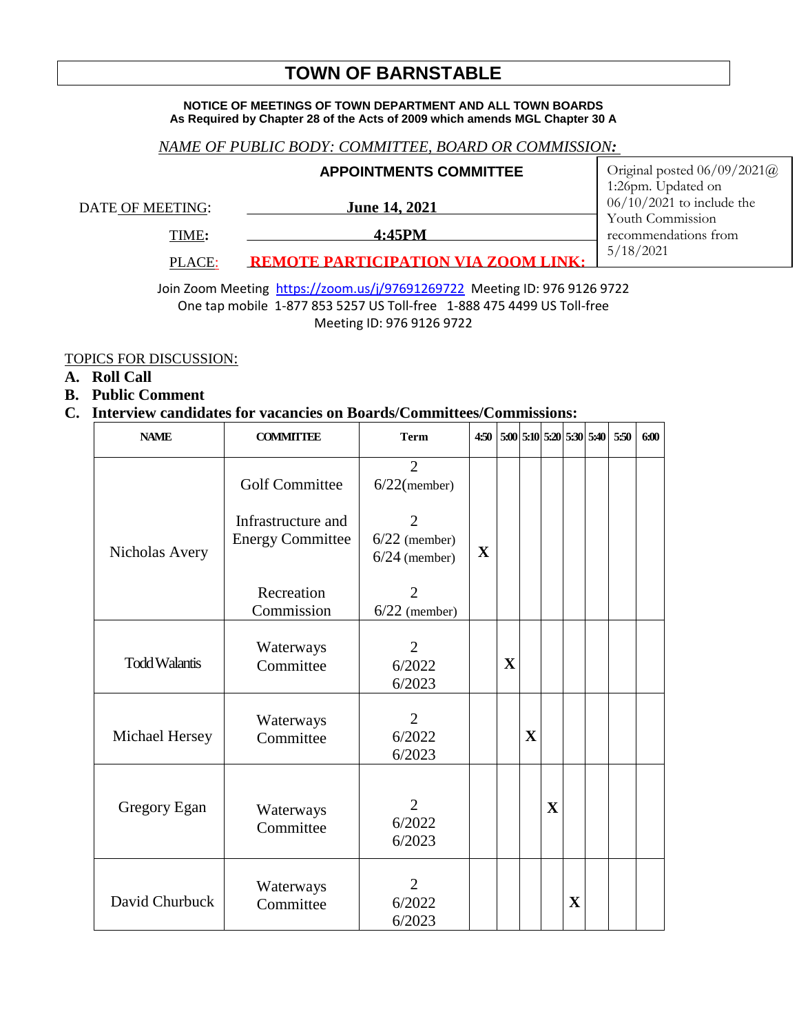# TOWN OF BARNSTABLE

**NOTICE OF MEETINGS OF TOWN DEPARTMENT AND ALL TOWN BOARDS**
**As Required by Chapter 28 of the Acts of 2009 which amends MGL Chapter 30 A**

*NAME OF PUBLIC BODY: COMMITTEE, BOARD OR COMMISSION:*

**APPOINTMENTS COMMITTEE**

Original posted 06/09/2021@ 1:26pm. Updated on 06/10/2021 to include the Youth Commission recommendations from 5/18/2021

DATE OF MEETING: **June 14, 2021**

TIME: **4:45PM**

PLACE: **REMOTE PARTICIPATION VIA ZOOM LINK:**

Join Zoom Meeting https://zoom.us/j/97691269722 Meeting ID: 976 9126 9722
One tap mobile 1-877 853 5257 US Toll-free 1-888 475 4499 US Toll-free
Meeting ID: 976 9126 9722

TOPICS FOR DISCUSSION:

**A. Roll Call**

**B. Public Comment**

**C. Interview candidates for vacancies on Boards/Committees/Commissions:**

| NAME | COMMITTEE | Term | 4:50 | 5:00 | 5:10 | 5:20 | 5:30 | 5:40 | 5:50 | 6:00 |
|---|---|---|---|---|---|---|---|---|---|---|
| Nicholas Avery | Golf Committee<br><br>Infrastructure and Energy Committee<br><br>Recreation Commission | 2<br>6/22(member)<br><br>2<br>6/22 (member)<br>6/24 (member)<br><br>2<br>6/22 (member) | X | | | | | | | |
| Todd Walantis | Waterways Committee | 2<br>6/2022<br>6/2023 | | X | | | | | | |
| Michael Hersey | Waterways Committee | 2<br>6/2022<br>6/2023 | | | X | | | | | |
| Gregory Egan | Waterways Committee | 2<br>6/2022<br>6/2023 | | | | X | | | | |
| David Churbuck | Waterways Committee | 2<br>6/2022<br>6/2023 | | | | | X | | | |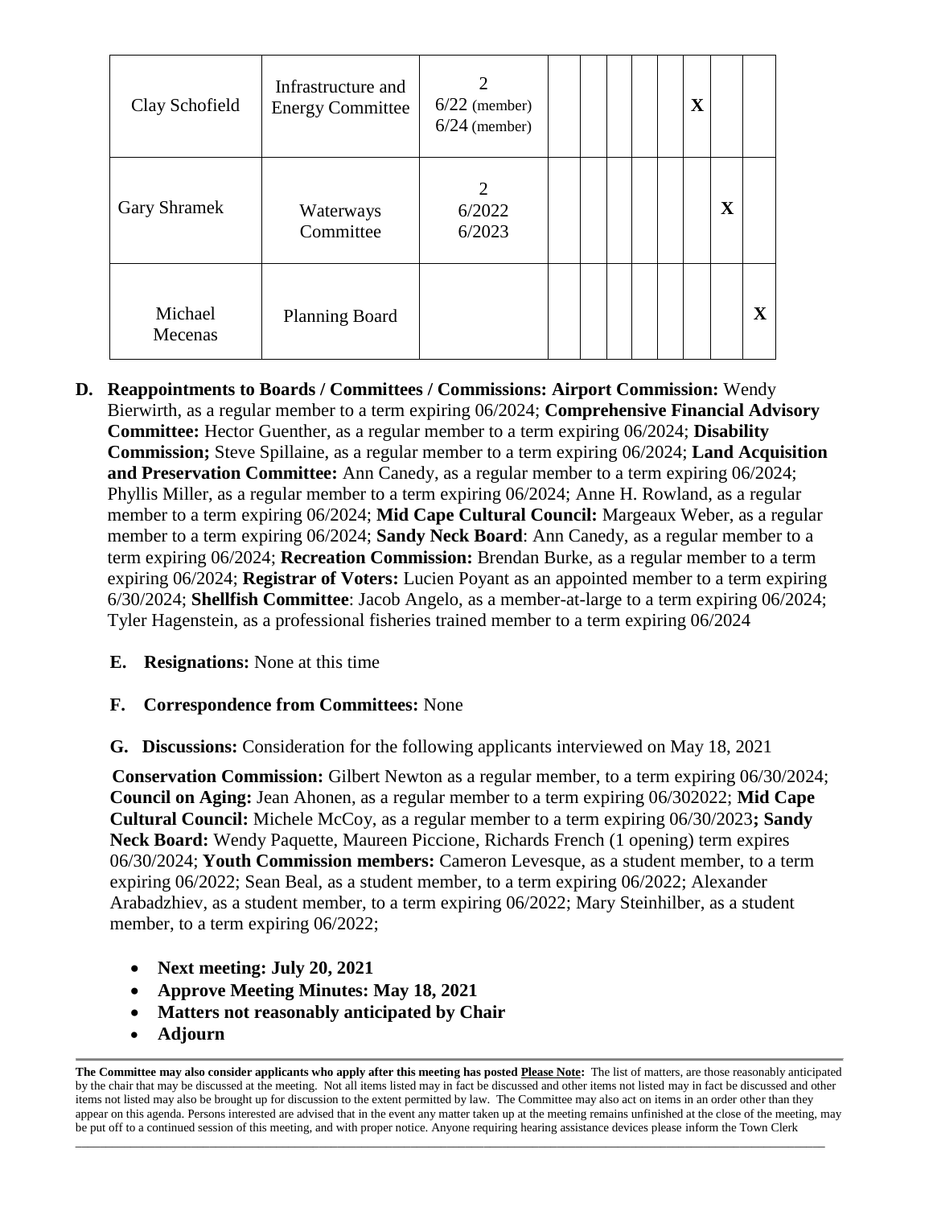| | | | | | | | | | | |
|---|---|---|---|---|---|---|---|---|---|---|
| Clay Schofield | Infrastructure and Energy Committee | 2<br>6/22 (member)<br>6/24 (member) | | | | | | X | | |
| Gary Shramek | Waterways Committee | 2<br>6/2022<br>6/2023 | | | | | | | X | |
| Michael Mecenas | Planning Board | | | | | | | | | X |

**D. Reappointments to Boards / Committees / Commissions: Airport Commission:** Wendy Bierwirth, as a regular member to a term expiring 06/2024; **Comprehensive Financial Advisory Committee:** Hector Guenther, as a regular member to a term expiring 06/2024; **Disability Commission;** Steve Spillaine, as a regular member to a term expiring 06/2024; **Land Acquisition and Preservation Committee:** Ann Canedy, as a regular member to a term expiring 06/2024; Phyllis Miller, as a regular member to a term expiring 06/2024; Anne H. Rowland, as a regular member to a term expiring 06/2024; **Mid Cape Cultural Council:** Margeaux Weber, as a regular member to a term expiring 06/2024; **Sandy Neck Board**: Ann Canedy, as a regular member to a term expiring 06/2024; **Recreation Commission:** Brendan Burke, as a regular member to a term expiring 06/2024; **Registrar of Voters:** Lucien Poyant as an appointed member to a term expiring 6/30/2024; **Shellfish Committee**: Jacob Angelo, as a member-at-large to a term expiring 06/2024; Tyler Hagenstein, as a professional fisheries trained member to a term expiring 06/2024

**E. Resignations:** None at this time

**F. Correspondence from Committees:** None

**G. Discussions:** Consideration for the following applicants interviewed on May 18, 2021

**Conservation Commission:** Gilbert Newton as a regular member, to a term expiring 06/30/2024; **Council on Aging:** Jean Ahonen, as a regular member to a term expiring 06/302022; **Mid Cape Cultural Council:** Michele McCoy, as a regular member to a term expiring 06/30/2023**; Sandy Neck Board:** Wendy Paquette, Maureen Piccione, Richards French (1 opening) term expires 06/30/2024; **Youth Commission members:** Cameron Levesque, as a student member, to a term expiring 06/2022; Sean Beal, as a student member, to a term expiring 06/2022; Alexander Arabadzhiev, as a student member, to a term expiring 06/2022; Mary Steinhilber, as a student member, to a term expiring 06/2022;

- **Next meeting: July 20, 2021**
- **Approve Meeting Minutes: May 18, 2021**
- **Matters not reasonably anticipated by Chair**
- **Adjourn**

**The Committee may also consider applicants who apply after this meeting has posted** **Please Note:** The list of matters, are those reasonably anticipated by the chair that may be discussed at the meeting. Not all items listed may in fact be discussed and other items not listed may in fact be discussed and other items not listed may also be brought up for discussion to the extent permitted by law. The Committee may also act on items in an order other than they appear on this agenda. Persons interested are advised that in the event any matter taken up at the meeting remains unfinished at the close of the meeting, may be put off to a continued session of this meeting, and with proper notice. Anyone requiring hearing assistance devices please inform the Town Clerk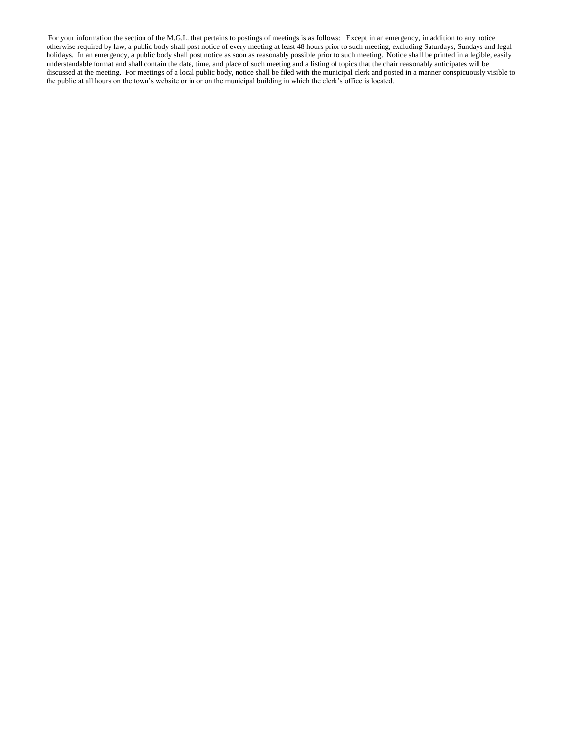For your information the section of the M.G.L. that pertains to postings of meetings is as follows: Except in an emergency, in addition to any notice otherwise required by law, a public body shall post notice of every meeting at least 48 hours prior to such meeting, excluding Saturdays, Sundays and legal holidays. In an emergency, a public body shall post notice as soon as reasonably possible prior to such meeting. Notice shall be printed in a legible, easily understandable format and shall contain the date, time, and place of such meeting and a listing of topics that the chair reasonably anticipates will be discussed at the meeting. For meetings of a local public body, notice shall be filed with the municipal clerk and posted in a manner conspicuously visible to the public at all hours on the town's website or in or on the municipal building in which the clerk's office is located.